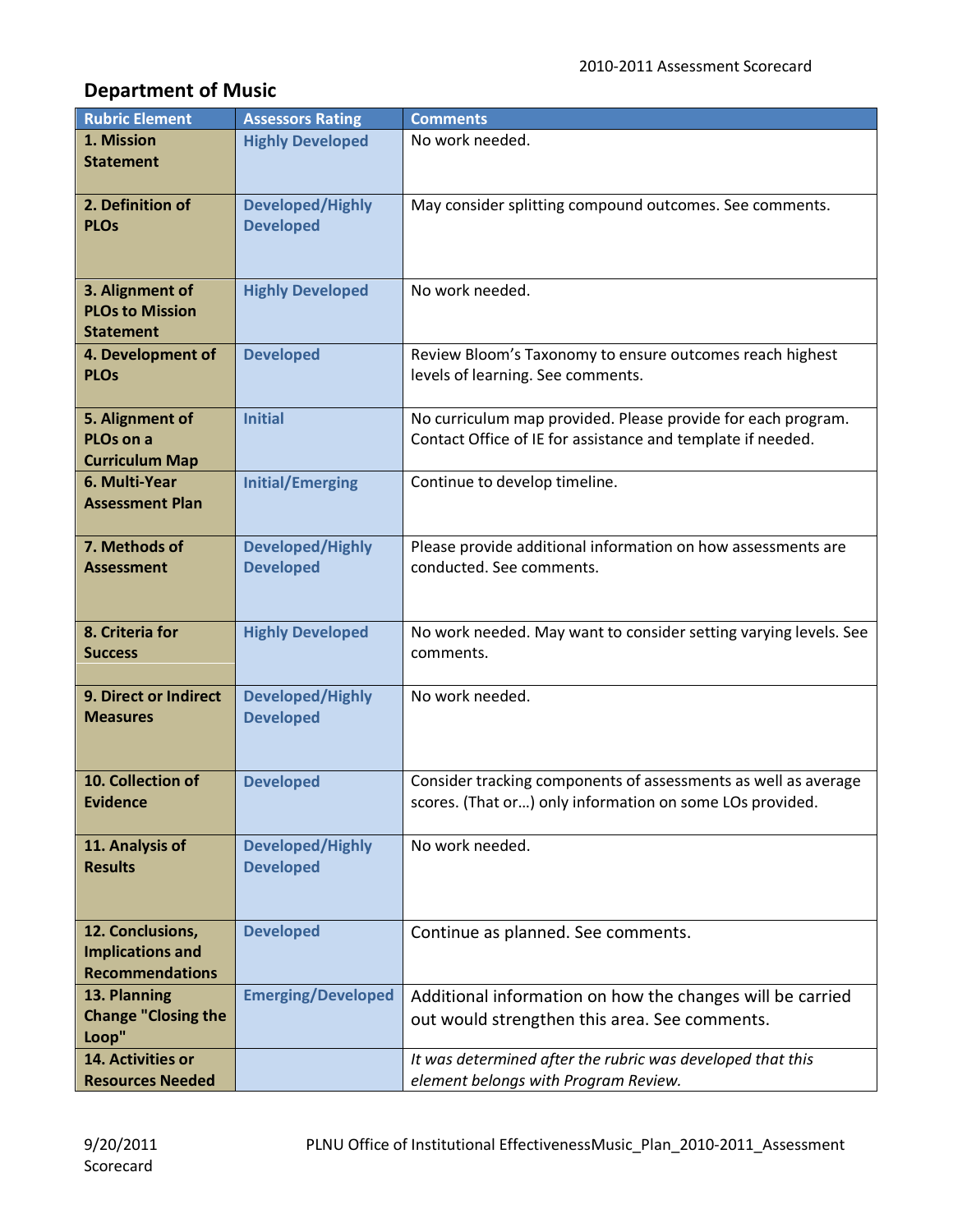## Department of Music

| Rubric Element | Assessors Rating | Comments |
|---|---|---|
| **1. Mission Statement** | **Highly Developed** | No work needed. |
| **2. Definition of PLOs** | **Developed/Highly Developed** | May consider splitting compound outcomes. See comments. |
| **3. Alignment of PLOs to Mission Statement** | **Highly Developed** | No work needed. |
| **4. Development of PLOs** | **Developed** | Review Bloom's Taxonomy to ensure outcomes reach highest levels of learning. See comments. |
| **5. Alignment of PLOs on a Curriculum Map** | **Initial** | No curriculum map provided. Please provide for each program. Contact Office of IE for assistance and template if needed. |
| **6. Multi-Year Assessment Plan** | **Initial/Emerging** | Continue to develop timeline. |
| **7. Methods of Assessment** | **Developed/Highly Developed** | Please provide additional information on how assessments are conducted. See comments. |
| **8. Criteria for Success** | **Highly Developed** | No work needed. May want to consider setting varying levels. See comments. |
| **9. Direct or Indirect Measures** | **Developed/Highly Developed** | No work needed. |
| **10. Collection of Evidence** | **Developed** | Consider tracking components of assessments as well as average scores. (That or…) only information on some LOs provided. |
| **11. Analysis of Results** | **Developed/Highly Developed** | No work needed. |
| **12. Conclusions, Implications and Recommendations** | **Developed** | Continue as planned. See comments. |
| **13. Planning Change "Closing the Loop"** | **Emerging/Developed** | Additional information on how the changes will be carried out would strengthen this area. See comments. |
| **14. Activities or Resources Needed** | | *It was determined after the rubric was developed that this element belongs with Program Review.* |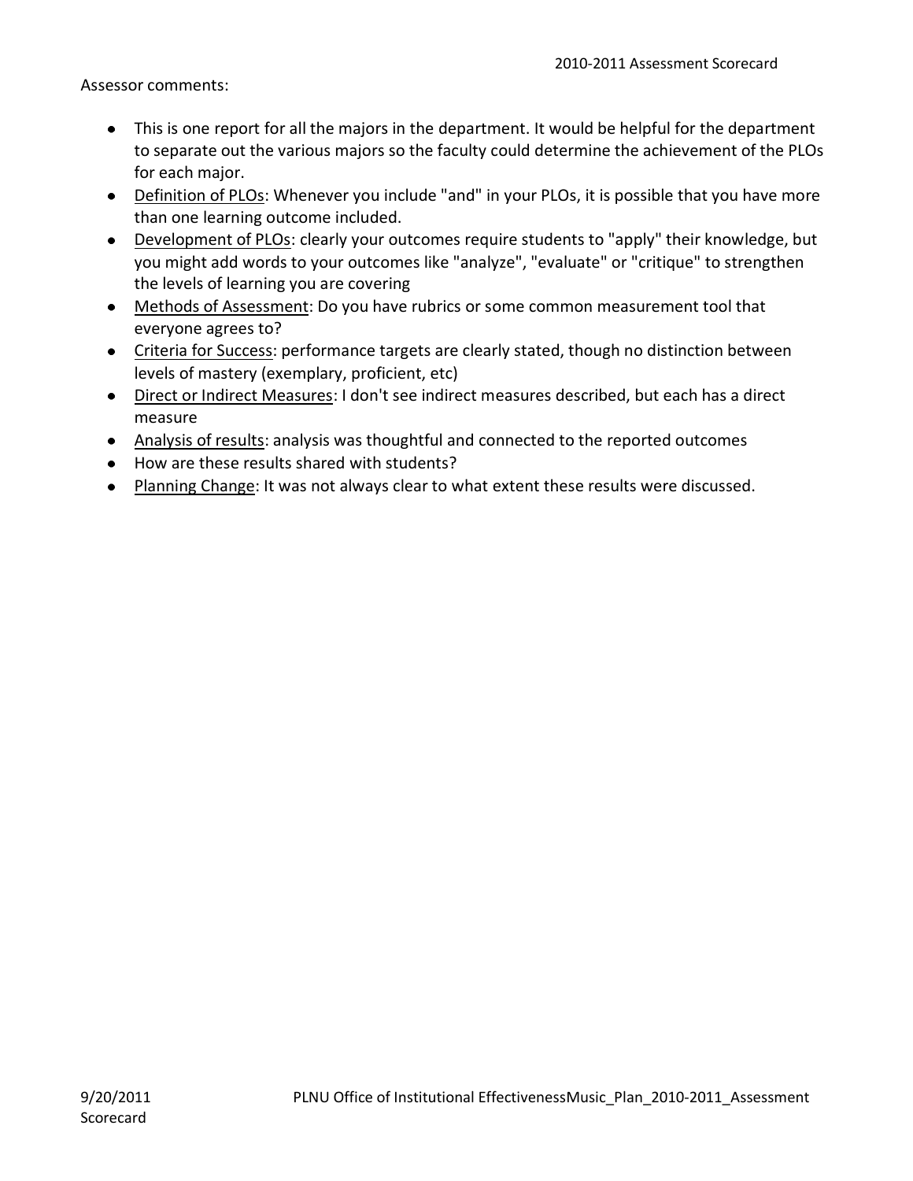Assessor comments:

- This is one report for all the majors in the department. It would be helpful for the department to separate out the various majors so the faculty could determine the achievement of the PLOs for each major.
- Definition of PLOs: Whenever you include "and" in your PLOs, it is possible that you have more than one learning outcome included.
- Development of PLOs: clearly your outcomes require students to "apply" their knowledge, but you might add words to your outcomes like "analyze", "evaluate" or "critique" to strengthen the levels of learning you are covering
- Methods of Assessment: Do you have rubrics or some common measurement tool that everyone agrees to?
- Criteria for Success: performance targets are clearly stated, though no distinction between levels of mastery (exemplary, proficient, etc)
- Direct or Indirect Measures: I don't see indirect measures described, but each has a direct measure
- Analysis of results: analysis was thoughtful and connected to the reported outcomes
- How are these results shared with students?
- Planning Change: It was not always clear to what extent these results were discussed.